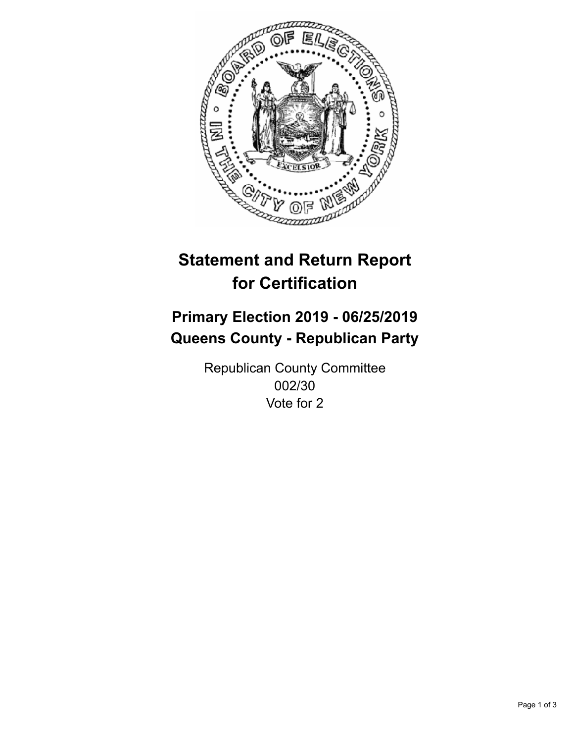# Statement and Return Report for Certification

## Primary Election 2019 - 06/25/2019
## Queens County - Republican Party

Republican County Committee
002/30
Vote for 2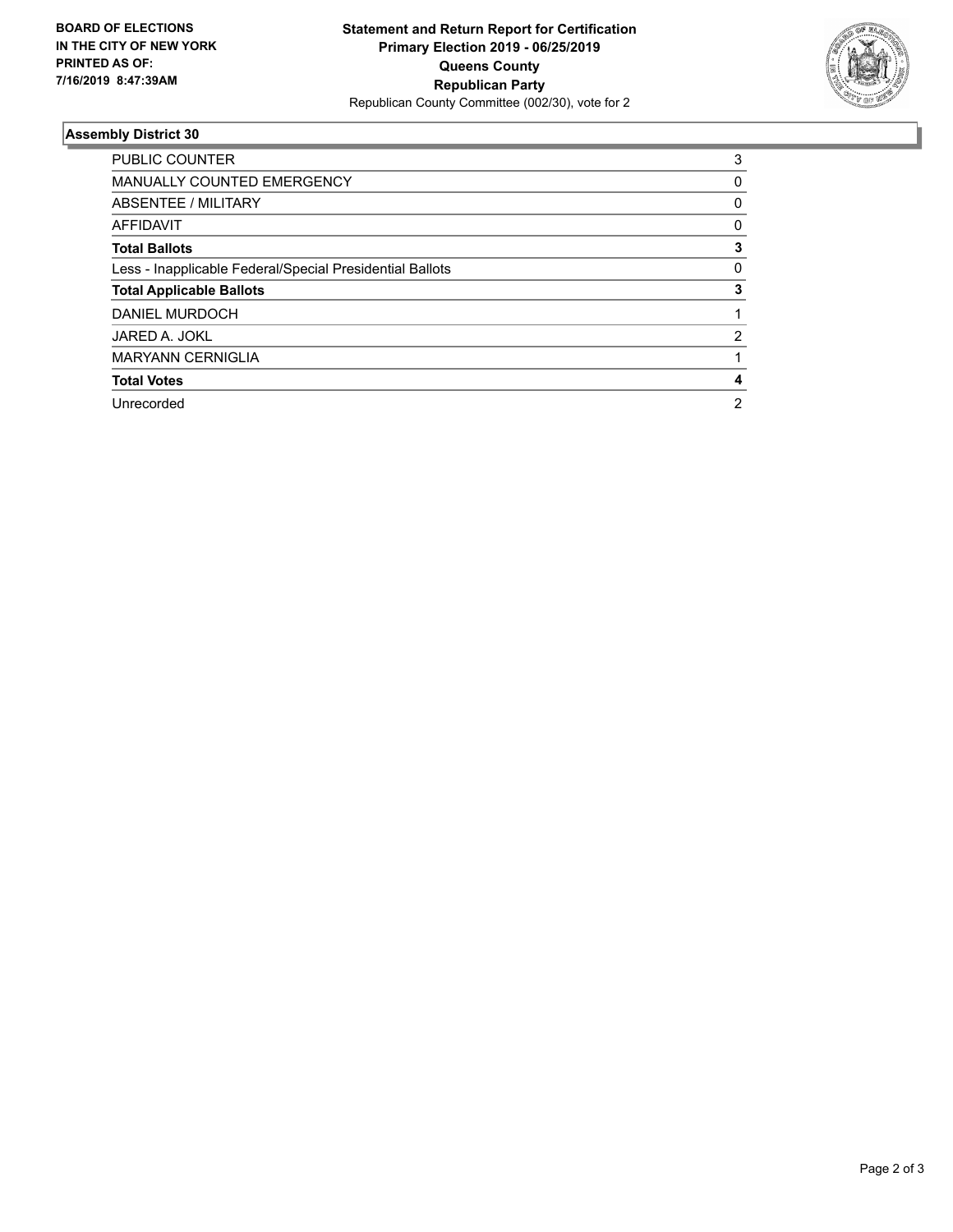**BOARD OF ELECTIONS IN THE CITY OF NEW YORK PRINTED AS OF: 7/16/2019 8:47:39AM**

**Statement and Return Report for Certification**
**Primary Election 2019 - 06/25/2019**
**Queens County**
**Republican Party**
Republican County Committee (002/30), vote for 2

### Assembly District 30

| | |
|---|---|
| PUBLIC COUNTER | 3 |
| MANUALLY COUNTED EMERGENCY | 0 |
| ABSENTEE / MILITARY | 0 |
| AFFIDAVIT | 0 |
| **Total Ballots** | **3** |
| Less - Inapplicable Federal/Special Presidential Ballots | 0 |
| **Total Applicable Ballots** | **3** |
| DANIEL MURDOCH | 1 |
| JARED A. JOKL | 2 |
| MARYANN CERNIGLIA | 1 |
| **Total Votes** | **4** |
| Unrecorded | 2 |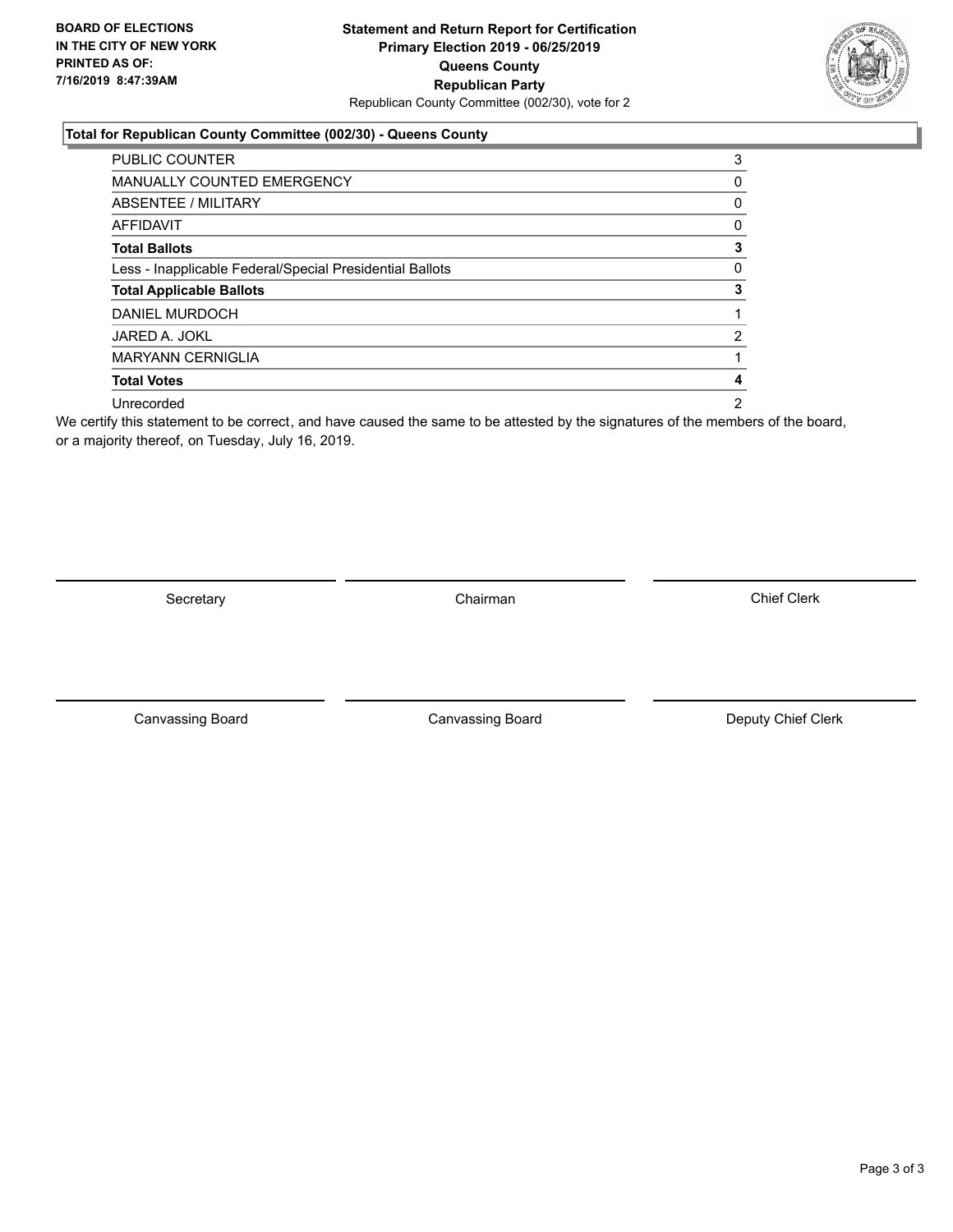**BOARD OF ELECTIONS IN THE CITY OF NEW YORK PRINTED AS OF: 7/16/2019 8:47:39AM**

**Statement and Return Report for Certification**
**Primary Election 2019 - 06/25/2019**
**Queens County**
**Republican Party**
Republican County Committee (002/30), vote for 2

### Total for Republican County Committee (002/30) - Queens County

| | |
|---|---|
| PUBLIC COUNTER | 3 |
| MANUALLY COUNTED EMERGENCY | 0 |
| ABSENTEE / MILITARY | 0 |
| AFFIDAVIT | 0 |
| **Total Ballots** | **3** |
| Less - Inapplicable Federal/Special Presidential Ballots | 0 |
| **Total Applicable Ballots** | **3** |
| DANIEL MURDOCH | 1 |
| JARED A. JOKL | 2 |
| MARYANN CERNIGLIA | 1 |
| **Total Votes** | **4** |
| Unrecorded | 2 |

We certify this statement to be correct, and have caused the same to be attested by the signatures of the members of the board, or a majority thereof, on Tuesday, July 16, 2019.

Secretary

Chairman

Chief Clerk

Canvassing Board

Canvassing Board

Deputy Chief Clerk